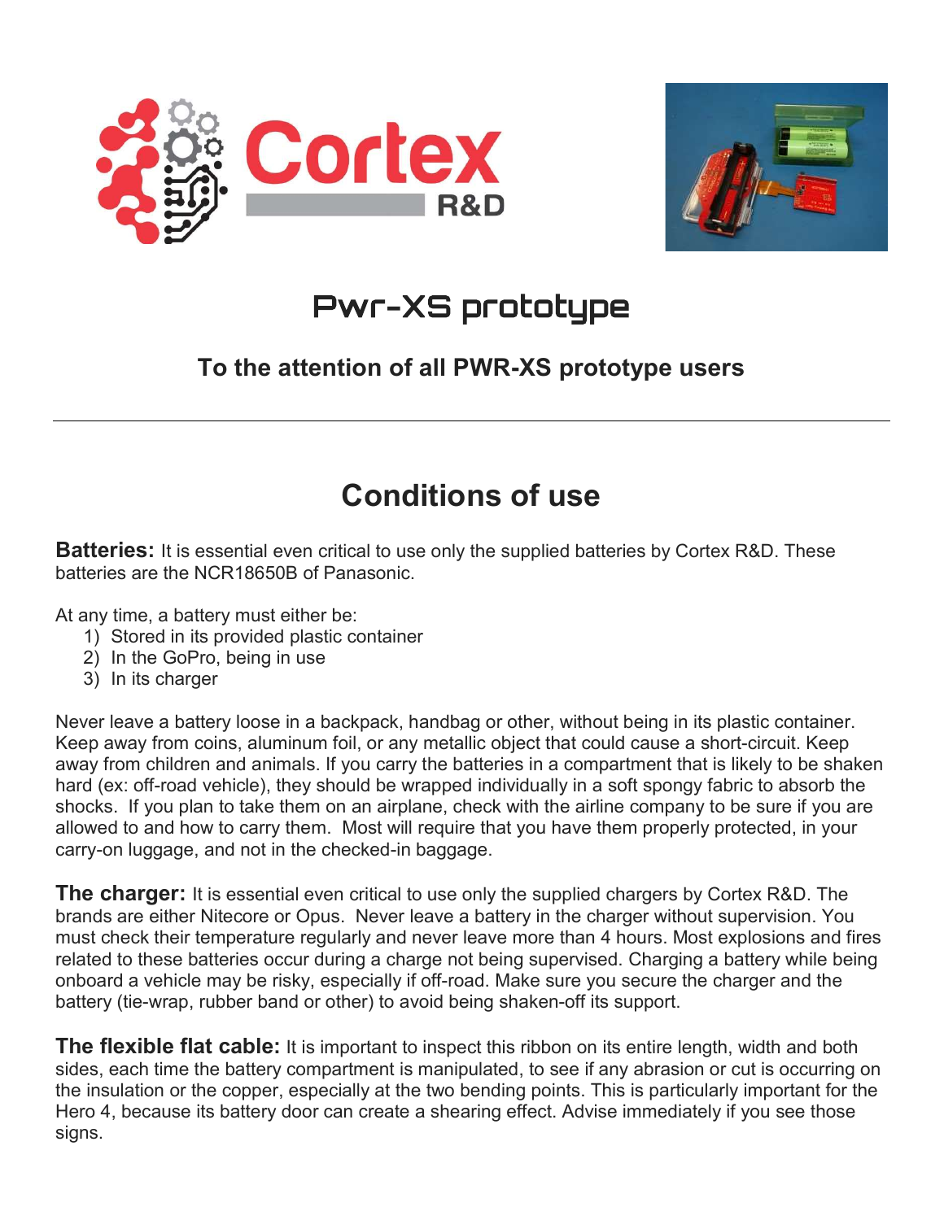Cortex R&D

# Pwr-XS prototype

### To the attention of all PWR-XS prototype users

---

## Conditions of use

**Batteries:** It is essential even critical to use only the supplied batteries by Cortex R&D. These batteries are the NCR18650B of Panasonic.

At any time, a battery must either be:

1) Stored in its provided plastic container
2) In the GoPro, being in use
3) In its charger

Never leave a battery loose in a backpack, handbag or other, without being in its plastic container. Keep away from coins, aluminum foil, or any metallic object that could cause a short-circuit. Keep away from children and animals. If you carry the batteries in a compartment that is likely to be shaken hard (ex: off-road vehicle), they should be wrapped individually in a soft spongy fabric to absorb the shocks. If you plan to take them on an airplane, check with the airline company to be sure if you are allowed to and how to carry them. Most will require that you have them properly protected, in your carry-on luggage, and not in the checked-in baggage.

**The charger:** It is essential even critical to use only the supplied chargers by Cortex R&D. The brands are either Nitecore or Opus. Never leave a battery in the charger without supervision. You must check their temperature regularly and never leave more than 4 hours. Most explosions and fires related to these batteries occur during a charge not being supervised. Charging a battery while being onboard a vehicle may be risky, especially if off-road. Make sure you secure the charger and the battery (tie-wrap, rubber band or other) to avoid being shaken-off its support.

**The flexible flat cable:** It is important to inspect this ribbon on its entire length, width and both sides, each time the battery compartment is manipulated, to see if any abrasion or cut is occurring on the insulation or the copper, especially at the two bending points. This is particularly important for the Hero 4, because its battery door can create a shearing effect. Advise immediately if you see those signs.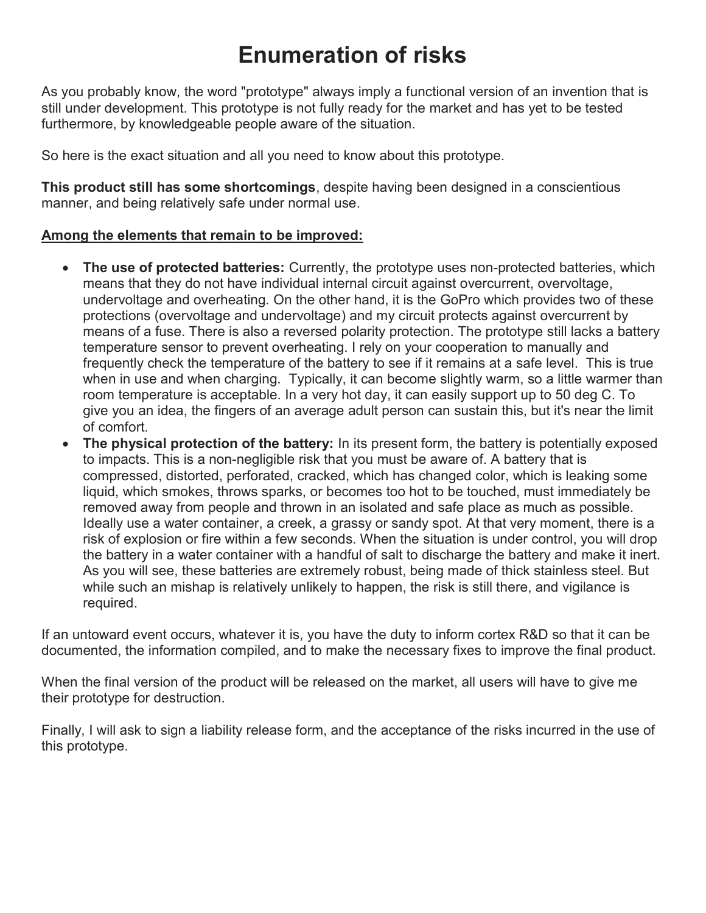# Enumeration of risks

As you probably know, the word "prototype" always imply a functional version of an invention that is still under development. This prototype is not fully ready for the market and has yet to be tested furthermore, by knowledgeable people aware of the situation.

So here is the exact situation and all you need to know about this prototype.

**This product still has some shortcomings**, despite having been designed in a conscientious manner, and being relatively safe under normal use.

<u>**Among the elements that remain to be improved:**</u>

- **The use of protected batteries:** Currently, the prototype uses non-protected batteries, which means that they do not have individual internal circuit against overcurrent, overvoltage, undervoltage and overheating. On the other hand, it is the GoPro which provides two of these protections (overvoltage and undervoltage) and my circuit protects against overcurrent by means of a fuse. There is also a reversed polarity protection. The prototype still lacks a battery temperature sensor to prevent overheating. I rely on your cooperation to manually and frequently check the temperature of the battery to see if it remains at a safe level. This is true when in use and when charging. Typically, it can become slightly warm, so a little warmer than room temperature is acceptable. In a very hot day, it can easily support up to 50 deg C. To give you an idea, the fingers of an average adult person can sustain this, but it's near the limit of comfort.
- **The physical protection of the battery:** In its present form, the battery is potentially exposed to impacts. This is a non-negligible risk that you must be aware of. A battery that is compressed, distorted, perforated, cracked, which has changed color, which is leaking some liquid, which smokes, throws sparks, or becomes too hot to be touched, must immediately be removed away from people and thrown in an isolated and safe place as much as possible. Ideally use a water container, a creek, a grassy or sandy spot. At that very moment, there is a risk of explosion or fire within a few seconds. When the situation is under control, you will drop the battery in a water container with a handful of salt to discharge the battery and make it inert. As you will see, these batteries are extremely robust, being made of thick stainless steel. But while such an mishap is relatively unlikely to happen, the risk is still there, and vigilance is required.

If an untoward event occurs, whatever it is, you have the duty to inform cortex R&D so that it can be documented, the information compiled, and to make the necessary fixes to improve the final product.

When the final version of the product will be released on the market, all users will have to give me their prototype for destruction.

Finally, I will ask to sign a liability release form, and the acceptance of the risks incurred in the use of this prototype.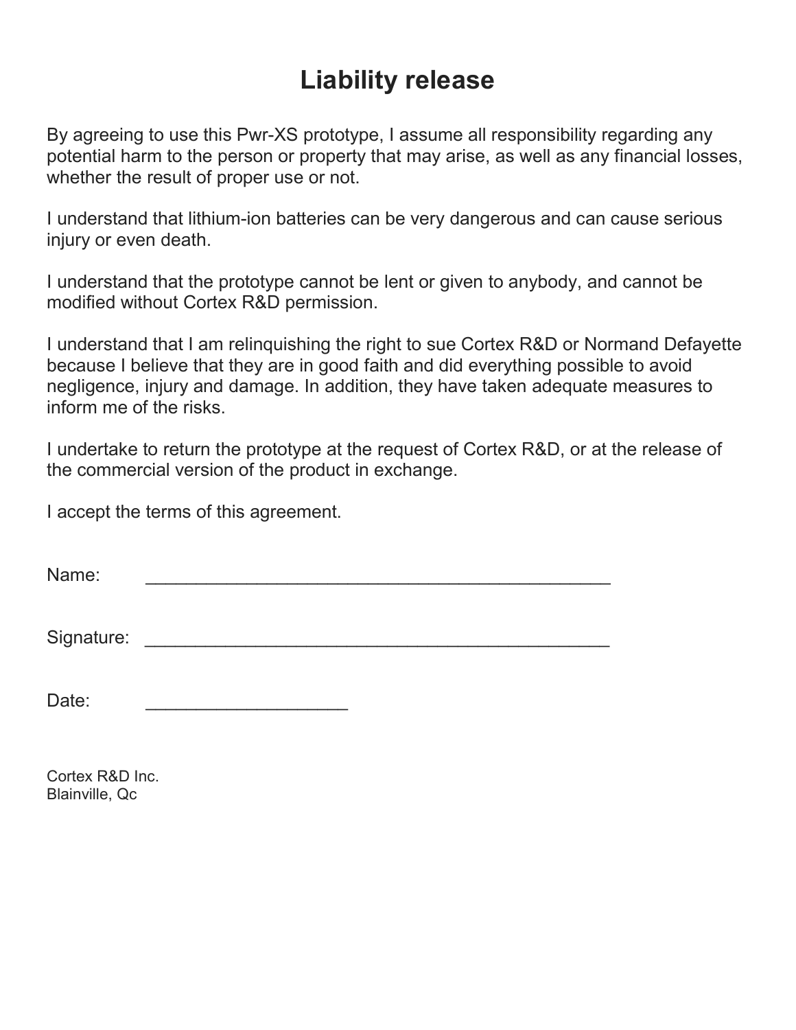# Liability release

By agreeing to use this Pwr-XS prototype, I assume all responsibility regarding any potential harm to the person or property that may arise, as well as any financial losses, whether the result of proper use or not.

I understand that lithium-ion batteries can be very dangerous and can cause serious injury or even death.

I understand that the prototype cannot be lent or given to anybody, and cannot be modified without Cortex R&D permission.

I understand that I am relinquishing the right to sue Cortex R&D or Normand Defayette because I believe that they are in good faith and did everything possible to avoid negligence, injury and damage. In addition, they have taken adequate measures to inform me of the risks.

I undertake to return the prototype at the request of Cortex R&D, or at the release of the commercial version of the product in exchange.

I accept the terms of this agreement.

Name: _______________________________________________

Signature: _______________________________________________

Date: ____________________

Cortex R&D Inc.
Blainville, Qc